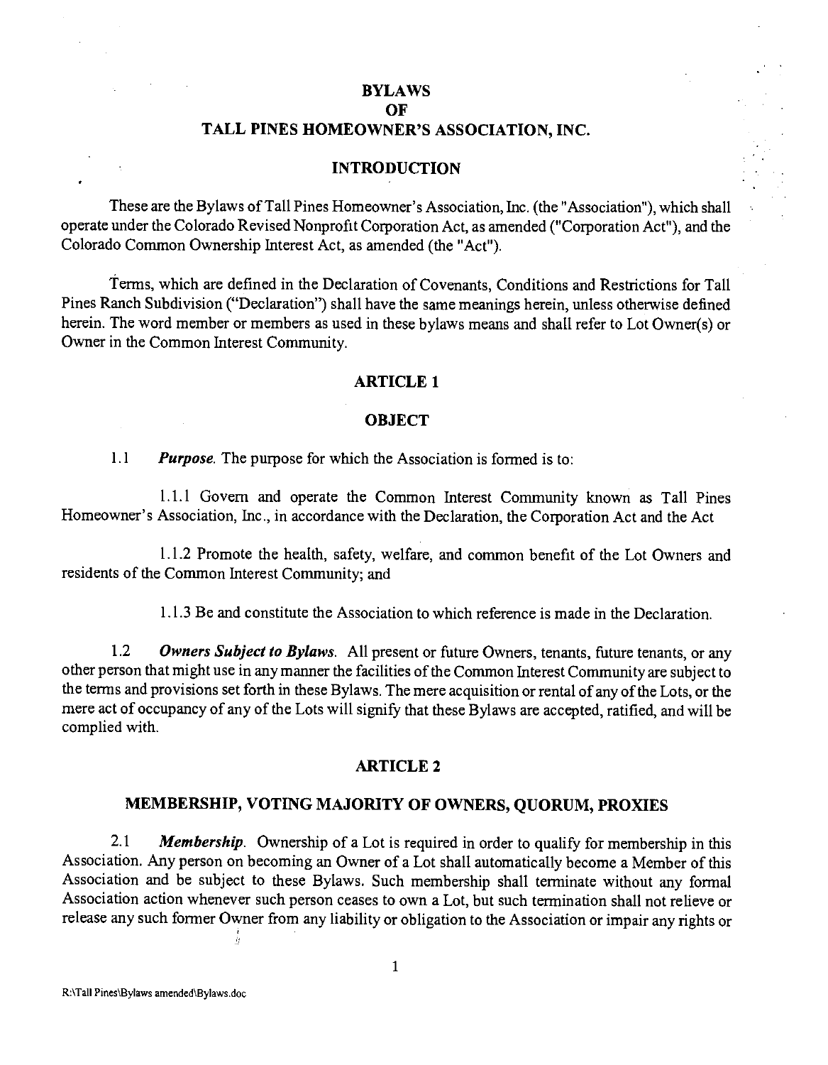# BYLAWS
# OF
# TALL PINES HOMEOWNER'S ASSOCIATION, INC.

## INTRODUCTION

These are the Bylaws of Tall Pines Homeowner's Association, Inc. (the "Association"), which shall operate under the Colorado Revised Nonprofit Corporation Act, as amended ("Corporation Act"), and the Colorado Common Ownership Interest Act, as amended (the "Act").

Terms, which are defined in the Declaration of Covenants, Conditions and Restrictions for Tall Pines Ranch Subdivision ("Declaration") shall have the same meanings herein, unless otherwise defined herein. The word member or members as used in these bylaws means and shall refer to Lot Owner(s) or Owner in the Common Interest Community.

## ARTICLE 1

## OBJECT

1.1 ***Purpose.*** The purpose for which the Association is formed is to:

1.1.1 Govern and operate the Common Interest Community known as Tall Pines Homeowner's Association, Inc., in accordance with the Declaration, the Corporation Act and the Act

1.1.2 Promote the health, safety, welfare, and common benefit of the Lot Owners and residents of the Common Interest Community; and

1.1.3 Be and constitute the Association to which reference is made in the Declaration.

1.2 ***Owners Subject to Bylaws.*** All present or future Owners, tenants, future tenants, or any other person that might use in any manner the facilities of the Common Interest Community are subject to the terms and provisions set forth in these Bylaws. The mere acquisition or rental of any of the Lots, or the mere act of occupancy of any of the Lots will signify that these Bylaws are accepted, ratified, and will be complied with.

## ARTICLE 2

## MEMBERSHIP, VOTING MAJORITY OF OWNERS, QUORUM, PROXIES

2.1 ***Membership.*** Ownership of a Lot is required in order to qualify for membership in this Association. Any person on becoming an Owner of a Lot shall automatically become a Member of this Association and be subject to these Bylaws. Such membership shall terminate without any formal Association action whenever such person ceases to own a Lot, but such termination shall not relieve or release any such former Owner from any liability or obligation to the Association or impair any rights or

R:\Tall Pines\Bylaws amended\Bylaws.doc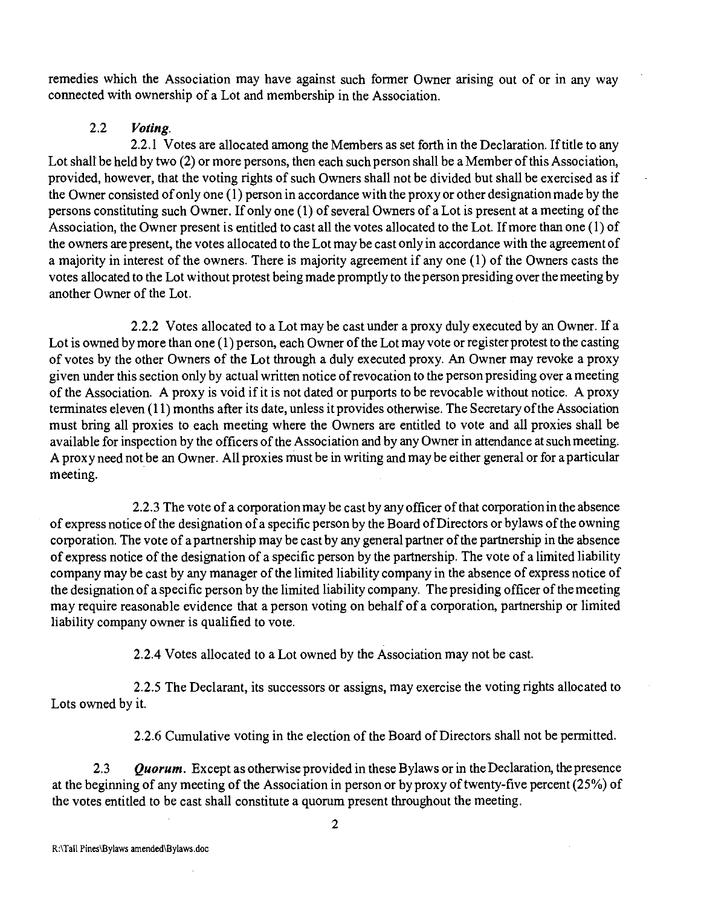remedies which the Association may have against such former Owner arising out of or in any way connected with ownership of a Lot and membership in the Association.

2.2 ***Voting.***

2.2.1 Votes are allocated among the Members as set forth in the Declaration. If title to any Lot shall be held by two (2) or more persons, then each such person shall be a Member of this Association, provided, however, that the voting rights of such Owners shall not be divided but shall be exercised as if the Owner consisted of only one (1) person in accordance with the proxy or other designation made by the persons constituting such Owner. If only one (1) of several Owners of a Lot is present at a meeting of the Association, the Owner present is entitled to cast all the votes allocated to the Lot. If more than one (1) of the owners are present, the votes allocated to the Lot may be cast only in accordance with the agreement of a majority in interest of the owners. There is majority agreement if any one (1) of the Owners casts the votes allocated to the Lot without protest being made promptly to the person presiding over the meeting by another Owner of the Lot.

2.2.2 Votes allocated to a Lot may be cast under a proxy duly executed by an Owner. If a Lot is owned by more than one (1) person, each Owner of the Lot may vote or register protest to the casting of votes by the other Owners of the Lot through a duly executed proxy. An Owner may revoke a proxy given under this section only by actual written notice of revocation to the person presiding over a meeting of the Association. A proxy is void if it is not dated or purports to be revocable without notice. A proxy terminates eleven (11) months after its date, unless it provides otherwise. The Secretary of the Association must bring all proxies to each meeting where the Owners are entitled to vote and all proxies shall be available for inspection by the officers of the Association and by any Owner in attendance at such meeting. A proxy need not be an Owner. All proxies must be in writing and may be either general or for a particular meeting.

2.2.3 The vote of a corporation may be cast by any officer of that corporation in the absence of express notice of the designation of a specific person by the Board of Directors or bylaws of the owning corporation. The vote of a partnership may be cast by any general partner of the partnership in the absence of express notice of the designation of a specific person by the partnership. The vote of a limited liability company may be cast by any manager of the limited liability company in the absence of express notice of the designation of a specific person by the limited liability company. The presiding officer of the meeting may require reasonable evidence that a person voting on behalf of a corporation, partnership or limited liability company owner is qualified to vote.

2.2.4 Votes allocated to a Lot owned by the Association may not be cast.

2.2.5 The Declarant, its successors or assigns, may exercise the voting rights allocated to Lots owned by it.

2.2.6 Cumulative voting in the election of the Board of Directors shall not be permitted.

2.3 ***Quorum.*** Except as otherwise provided in these Bylaws or in the Declaration, the presence at the beginning of any meeting of the Association in person or by proxy of twenty-five percent (25%) of the votes entitled to be cast shall constitute a quorum present throughout the meeting.

R:\Tall Pines\Bylaws amended\Bylaws.doc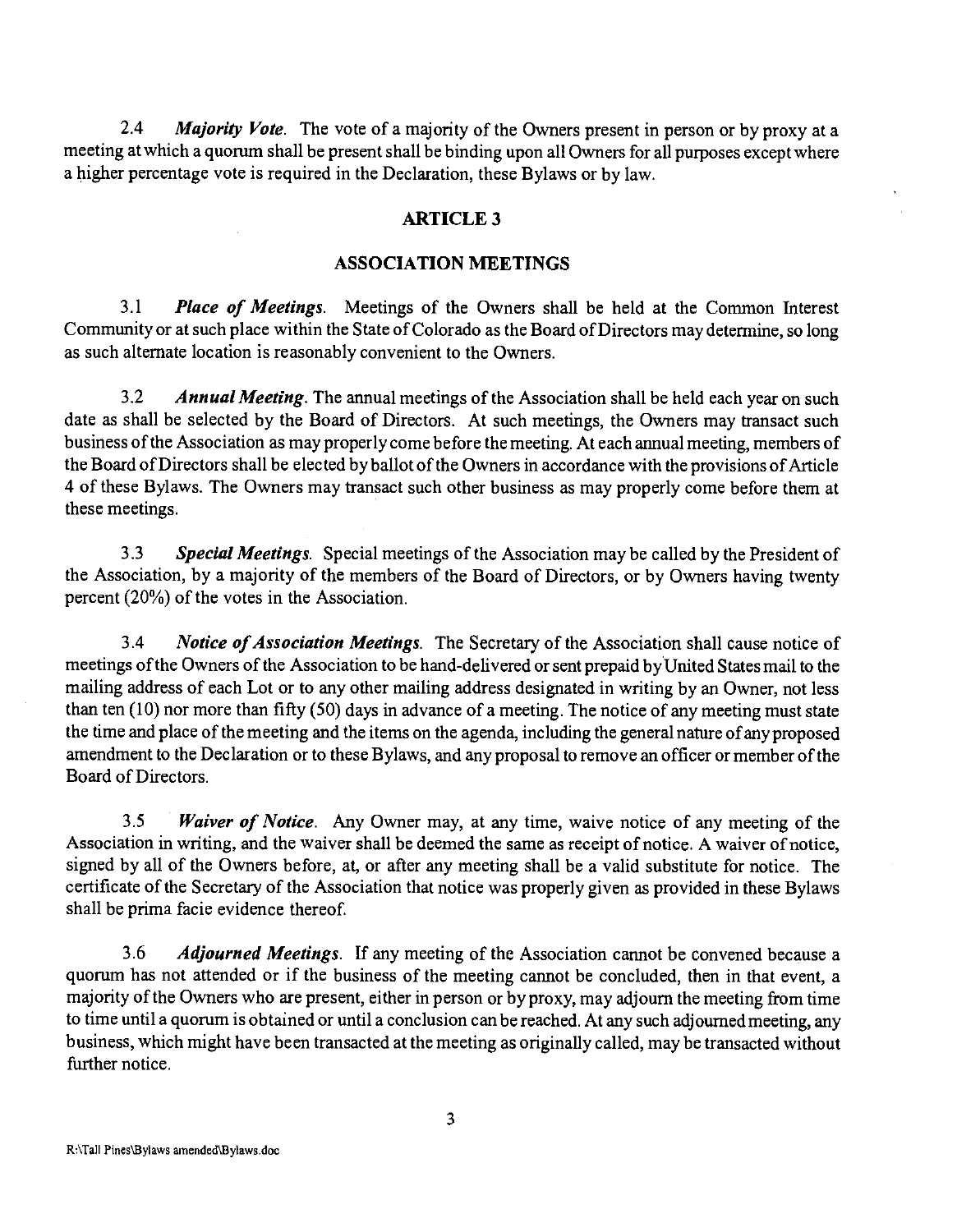2.4 ***Majority Vote***. The vote of a majority of the Owners present in person or by proxy at a meeting at which a quorum shall be present shall be binding upon all Owners for all purposes except where a higher percentage vote is required in the Declaration, these Bylaws or by law.

## ARTICLE 3

## ASSOCIATION MEETINGS

3.1 ***Place of Meetings***. Meetings of the Owners shall be held at the Common Interest Community or at such place within the State of Colorado as the Board of Directors may determine, so long as such alternate location is reasonably convenient to the Owners.

3.2 ***Annual Meeting***. The annual meetings of the Association shall be held each year on such date as shall be selected by the Board of Directors. At such meetings, the Owners may transact such business of the Association as may properly come before the meeting. At each annual meeting, members of the Board of Directors shall be elected by ballot of the Owners in accordance with the provisions of Article 4 of these Bylaws. The Owners may transact such other business as may properly come before them at these meetings.

3.3 ***Special Meetings***. Special meetings of the Association may be called by the President of the Association, by a majority of the members of the Board of Directors, or by Owners having twenty percent (20%) of the votes in the Association.

3.4 ***Notice of Association Meetings***. The Secretary of the Association shall cause notice of meetings of the Owners of the Association to be hand-delivered or sent prepaid by United States mail to the mailing address of each Lot or to any other mailing address designated in writing by an Owner, not less than ten (10) nor more than fifty (50) days in advance of a meeting. The notice of any meeting must state the time and place of the meeting and the items on the agenda, including the general nature of any proposed amendment to the Declaration or to these Bylaws, and any proposal to remove an officer or member of the Board of Directors.

3.5 ***Waiver of Notice***. Any Owner may, at any time, waive notice of any meeting of the Association in writing, and the waiver shall be deemed the same as receipt of notice. A waiver of notice, signed by all of the Owners before, at, or after any meeting shall be a valid substitute for notice. The certificate of the Secretary of the Association that notice was properly given as provided in these Bylaws shall be prima facie evidence thereof.

3.6 ***Adjourned Meetings***. If any meeting of the Association cannot be convened because a quorum has not attended or if the business of the meeting cannot be concluded, then in that event, a majority of the Owners who are present, either in person or by proxy, may adjourn the meeting from time to time until a quorum is obtained or until a conclusion can be reached. At any such adjourned meeting, any business, which might have been transacted at the meeting as originally called, may be transacted without further notice.

R:\Tall Pines\Bylaws amended\Bylaws.doc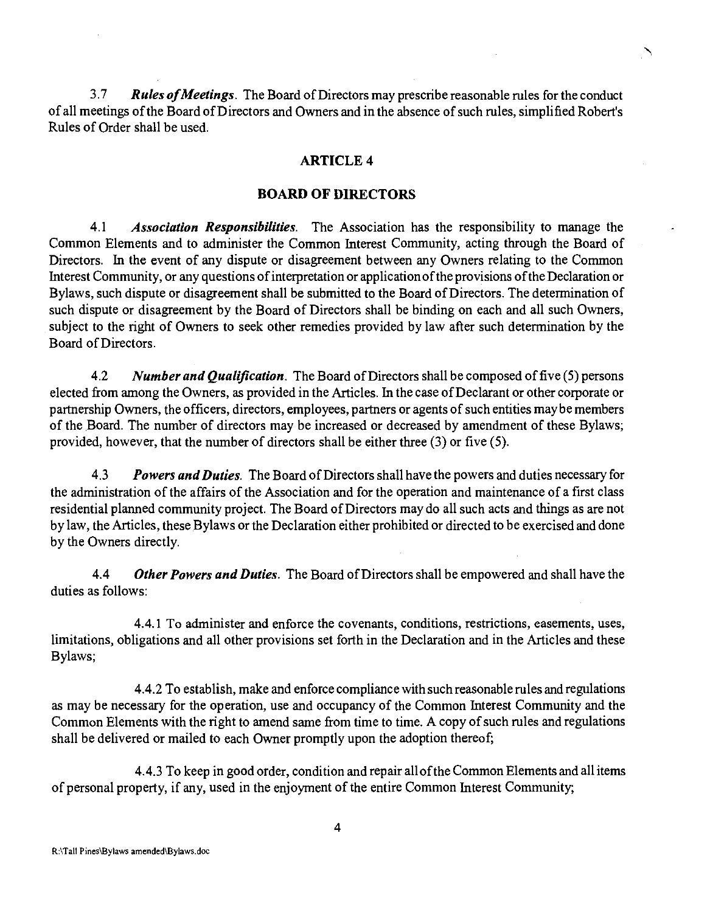3.7 ***Rules of Meetings***. The Board of Directors may prescribe reasonable rules for the conduct of all meetings of the Board of Directors and Owners and in the absence of such rules, simplified Robert's Rules of Order shall be used.

## ARTICLE 4

## BOARD OF DIRECTORS

4.1 ***Association Responsibilities***. The Association has the responsibility to manage the Common Elements and to administer the Common Interest Community, acting through the Board of Directors. In the event of any dispute or disagreement between any Owners relating to the Common Interest Community, or any questions of interpretation or application of the provisions of the Declaration or Bylaws, such dispute or disagreement shall be submitted to the Board of Directors. The determination of such dispute or disagreement by the Board of Directors shall be binding on each and all such Owners, subject to the right of Owners to seek other remedies provided by law after such determination by the Board of Directors.

4.2 ***Number and Qualification***. The Board of Directors shall be composed of five (5) persons elected from among the Owners, as provided in the Articles. In the case of Declarant or other corporate or partnership Owners, the officers, directors, employees, partners or agents of such entities may be members of the Board. The number of directors may be increased or decreased by amendment of these Bylaws; provided, however, that the number of directors shall be either three (3) or five (5).

4.3 ***Powers and Duties***. The Board of Directors shall have the powers and duties necessary for the administration of the affairs of the Association and for the operation and maintenance of a first class residential planned community project. The Board of Directors may do all such acts and things as are not by law, the Articles, these Bylaws or the Declaration either prohibited or directed to be exercised and done by the Owners directly.

4.4 ***Other Powers and Duties***. The Board of Directors shall be empowered and shall have the duties as follows:

4.4.1 To administer and enforce the covenants, conditions, restrictions, easements, uses, limitations, obligations and all other provisions set forth in the Declaration and in the Articles and these Bylaws;

4.4.2 To establish, make and enforce compliance with such reasonable rules and regulations as may be necessary for the operation, use and occupancy of the Common Interest Community and the Common Elements with the right to amend same from time to time. A copy of such rules and regulations shall be delivered or mailed to each Owner promptly upon the adoption thereof;

4.4.3 To keep in good order, condition and repair all of the Common Elements and all items of personal property, if any, used in the enjoyment of the entire Common Interest Community;

R:\Tall Pines\Bylaws amended\Bylaws.doc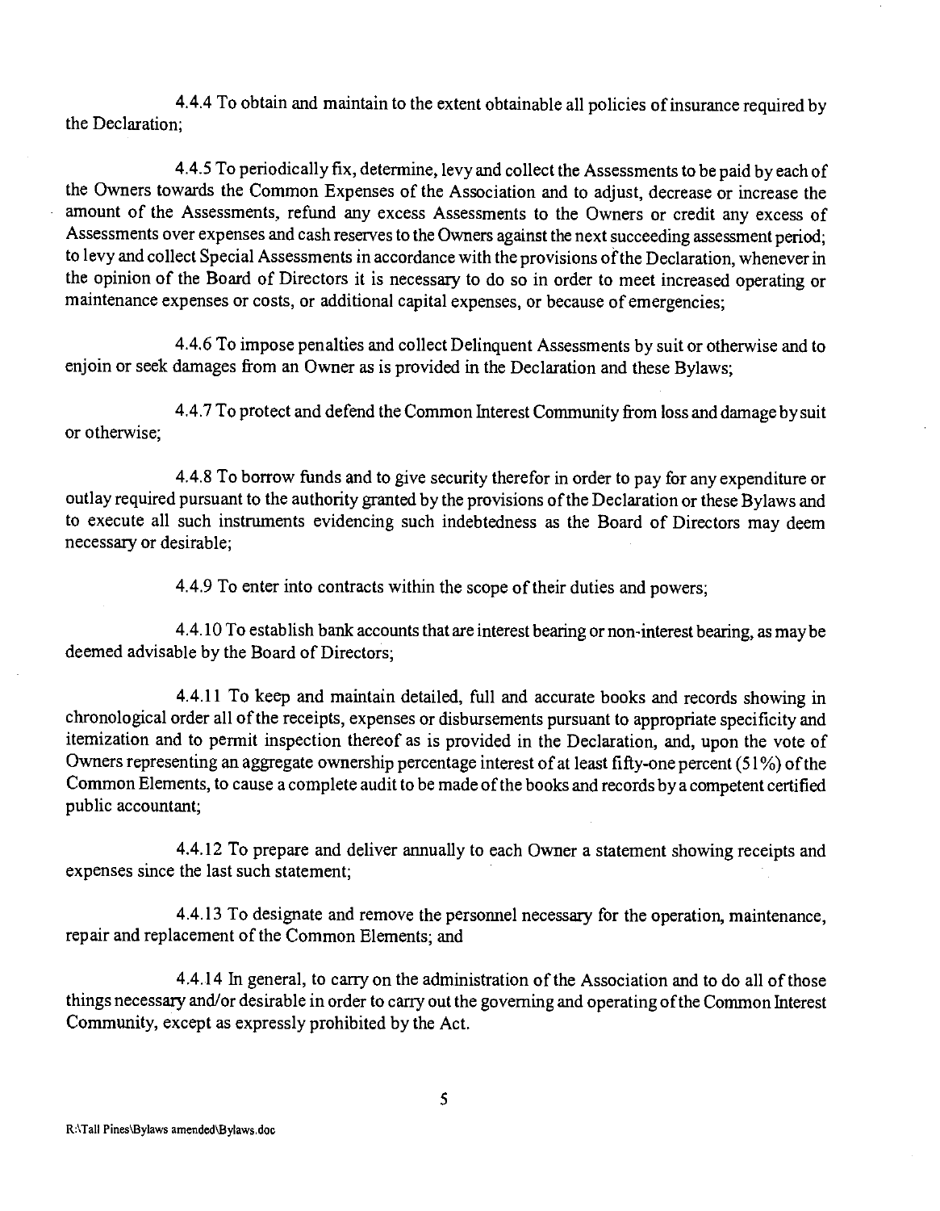4.4.4 To obtain and maintain to the extent obtainable all policies of insurance required by the Declaration;

4.4.5 To periodically fix, determine, levy and collect the Assessments to be paid by each of the Owners towards the Common Expenses of the Association and to adjust, decrease or increase the amount of the Assessments, refund any excess Assessments to the Owners or credit any excess of Assessments over expenses and cash reserves to the Owners against the next succeeding assessment period; to levy and collect Special Assessments in accordance with the provisions of the Declaration, whenever in the opinion of the Board of Directors it is necessary to do so in order to meet increased operating or maintenance expenses or costs, or additional capital expenses, or because of emergencies;

4.4.6 To impose penalties and collect Delinquent Assessments by suit or otherwise and to enjoin or seek damages from an Owner as is provided in the Declaration and these Bylaws;

4.4.7 To protect and defend the Common Interest Community from loss and damage by suit or otherwise;

4.4.8 To borrow funds and to give security therefor in order to pay for any expenditure or outlay required pursuant to the authority granted by the provisions of the Declaration or these Bylaws and to execute all such instruments evidencing such indebtedness as the Board of Directors may deem necessary or desirable;

4.4.9 To enter into contracts within the scope of their duties and powers;

4.4.10 To establish bank accounts that are interest bearing or non-interest bearing, as may be deemed advisable by the Board of Directors;

4.4.11 To keep and maintain detailed, full and accurate books and records showing in chronological order all of the receipts, expenses or disbursements pursuant to appropriate specificity and itemization and to permit inspection thereof as is provided in the Declaration, and, upon the vote of Owners representing an aggregate ownership percentage interest of at least fifty-one percent (51%) of the Common Elements, to cause a complete audit to be made of the books and records by a competent certified public accountant;

4.4.12 To prepare and deliver annually to each Owner a statement showing receipts and expenses since the last such statement;

4.4.13 To designate and remove the personnel necessary for the operation, maintenance, repair and replacement of the Common Elements; and

4.4.14 In general, to carry on the administration of the Association and to do all of those things necessary and/or desirable in order to carry out the governing and operating of the Common Interest Community, except as expressly prohibited by the Act.

R:\Tall Pines\Bylaws amended\Bylaws.doc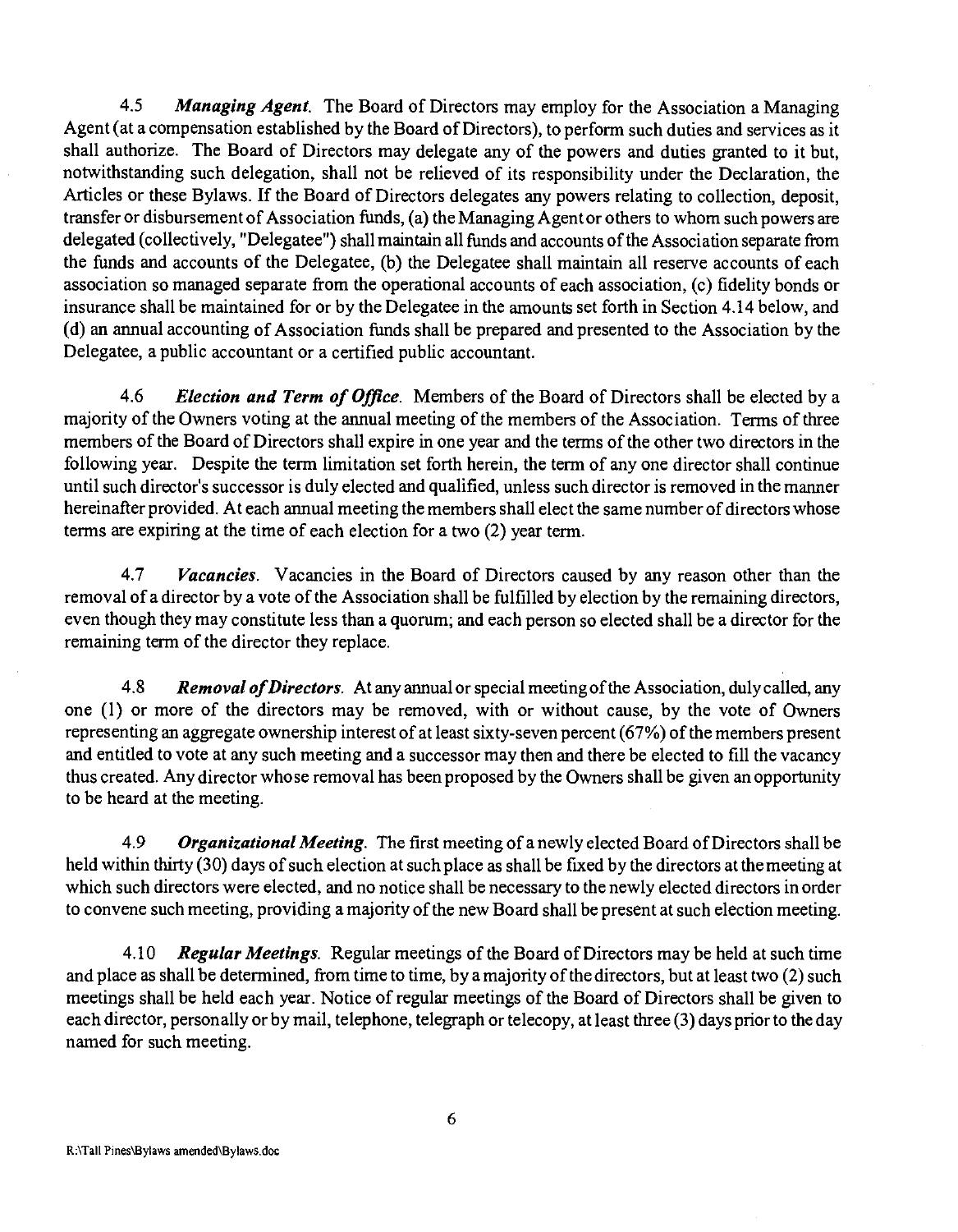4.5 ***Managing Agent.*** The Board of Directors may employ for the Association a Managing Agent (at a compensation established by the Board of Directors), to perform such duties and services as it shall authorize. The Board of Directors may delegate any of the powers and duties granted to it but, notwithstanding such delegation, shall not be relieved of its responsibility under the Declaration, the Articles or these Bylaws. If the Board of Directors delegates any powers relating to collection, deposit, transfer or disbursement of Association funds, (a) the Managing Agent or others to whom such powers are delegated (collectively, "Delegatee") shall maintain all funds and accounts of the Association separate from the funds and accounts of the Delegatee, (b) the Delegatee shall maintain all reserve accounts of each association so managed separate from the operational accounts of each association, (c) fidelity bonds or insurance shall be maintained for or by the Delegatee in the amounts set forth in Section 4.14 below, and (d) an annual accounting of Association funds shall be prepared and presented to the Association by the Delegatee, a public accountant or a certified public accountant.

4.6 ***Election and Term of Office.*** Members of the Board of Directors shall be elected by a majority of the Owners voting at the annual meeting of the members of the Association. Terms of three members of the Board of Directors shall expire in one year and the terms of the other two directors in the following year. Despite the term limitation set forth herein, the term of any one director shall continue until such director's successor is duly elected and qualified, unless such director is removed in the manner hereinafter provided. At each annual meeting the members shall elect the same number of directors whose terms are expiring at the time of each election for a two (2) year term.

4.7 ***Vacancies.*** Vacancies in the Board of Directors caused by any reason other than the removal of a director by a vote of the Association shall be fulfilled by election by the remaining directors, even though they may constitute less than a quorum; and each person so elected shall be a director for the remaining term of the director they replace.

4.8 ***Removal of Directors.*** At any annual or special meeting of the Association, duly called, any one (1) or more of the directors may be removed, with or without cause, by the vote of Owners representing an aggregate ownership interest of at least sixty-seven percent (67%) of the members present and entitled to vote at any such meeting and a successor may then and there be elected to fill the vacancy thus created. Any director whose removal has been proposed by the Owners shall be given an opportunity to be heard at the meeting.

4.9 ***Organizational Meeting.*** The first meeting of a newly elected Board of Directors shall be held within thirty (30) days of such election at such place as shall be fixed by the directors at the meeting at which such directors were elected, and no notice shall be necessary to the newly elected directors in order to convene such meeting, providing a majority of the new Board shall be present at such election meeting.

4.10 ***Regular Meetings.*** Regular meetings of the Board of Directors may be held at such time and place as shall be determined, from time to time, by a majority of the directors, but at least two (2) such meetings shall be held each year. Notice of regular meetings of the Board of Directors shall be given to each director, personally or by mail, telephone, telegraph or telecopy, at least three (3) days prior to the day named for such meeting.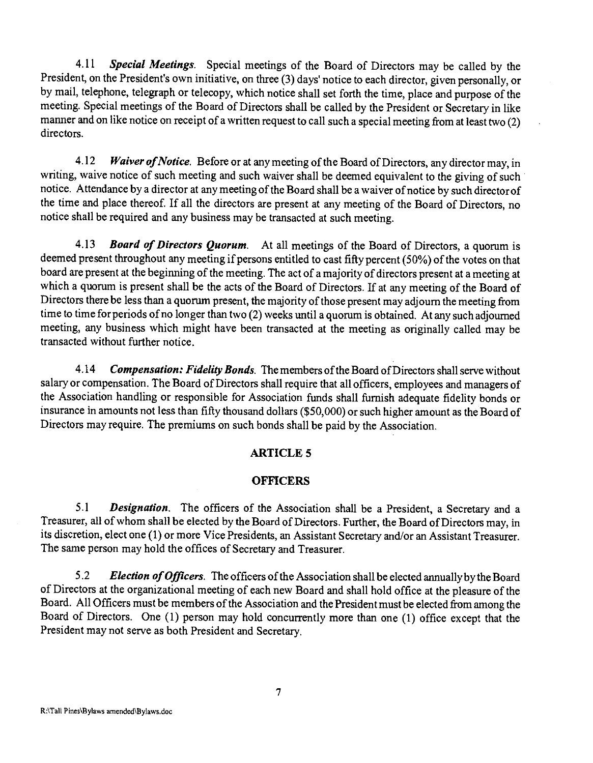4.11 ***Special Meetings***. Special meetings of the Board of Directors may be called by the President, on the President's own initiative, on three (3) days' notice to each director, given personally, or by mail, telephone, telegraph or telecopy, which notice shall set forth the time, place and purpose of the meeting. Special meetings of the Board of Directors shall be called by the President or Secretary in like manner and on like notice on receipt of a written request to call such a special meeting from at least two (2) directors.

4.12 ***Waiver of Notice***. Before or at any meeting of the Board of Directors, any director may, in writing, waive notice of such meeting and such waiver shall be deemed equivalent to the giving of such notice. Attendance by a director at any meeting of the Board shall be a waiver of notice by such director of the time and place thereof. If all the directors are present at any meeting of the Board of Directors, no notice shall be required and any business may be transacted at such meeting.

4.13 ***Board of Directors Quorum***. At all meetings of the Board of Directors, a quorum is deemed present throughout any meeting if persons entitled to cast fifty percent (50%) of the votes on that board are present at the beginning of the meeting. The act of a majority of directors present at a meeting at which a quorum is present shall be the acts of the Board of Directors. If at any meeting of the Board of Directors there be less than a quorum present, the majority of those present may adjourn the meeting from time to time for periods of no longer than two (2) weeks until a quorum is obtained. At any such adjourned meeting, any business which might have been transacted at the meeting as originally called may be transacted without further notice.

4.14 ***Compensation: Fidelity Bonds***. The members of the Board of Directors shall serve without salary or compensation. The Board of Directors shall require that all officers, employees and managers of the Association handling or responsible for Association funds shall furnish adequate fidelity bonds or insurance in amounts not less than fifty thousand dollars ($50,000) or such higher amount as the Board of Directors may require. The premiums on such bonds shall be paid by the Association.

## ARTICLE 5

## OFFICERS

5.1 ***Designation***. The officers of the Association shall be a President, a Secretary and a Treasurer, all of whom shall be elected by the Board of Directors. Further, the Board of Directors may, in its discretion, elect one (1) or more Vice Presidents, an Assistant Secretary and/or an Assistant Treasurer. The same person may hold the offices of Secretary and Treasurer.

5.2 ***Election of Officers***. The officers of the Association shall be elected annually by the Board of Directors at the organizational meeting of each new Board and shall hold office at the pleasure of the Board. All Officers must be members of the Association and the President must be elected from among the Board of Directors. One (1) person may hold concurrently more than one (1) office except that the President may not serve as both President and Secretary.

R:\Tall Pines\Bylaws amended\Bylaws.doc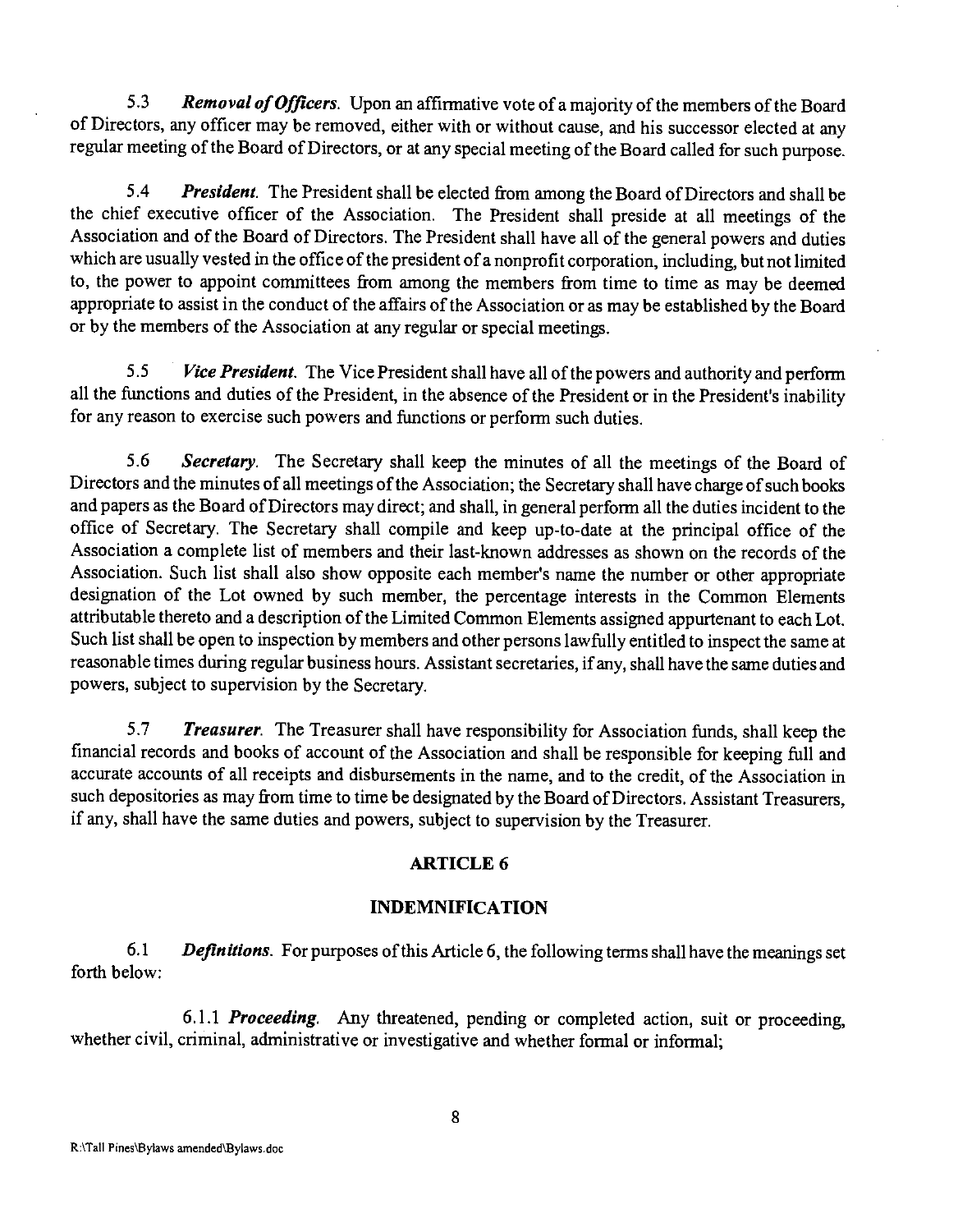5.3 ***Removal of Officers.*** Upon an affirmative vote of a majority of the members of the Board of Directors, any officer may be removed, either with or without cause, and his successor elected at any regular meeting of the Board of Directors, or at any special meeting of the Board called for such purpose.

5.4 ***President.*** The President shall be elected from among the Board of Directors and shall be the chief executive officer of the Association. The President shall preside at all meetings of the Association and of the Board of Directors. The President shall have all of the general powers and duties which are usually vested in the office of the president of a nonprofit corporation, including, but not limited to, the power to appoint committees from among the members from time to time as may be deemed appropriate to assist in the conduct of the affairs of the Association or as may be established by the Board or by the members of the Association at any regular or special meetings.

5.5 ***Vice President.*** The Vice President shall have all of the powers and authority and perform all the functions and duties of the President, in the absence of the President or in the President's inability for any reason to exercise such powers and functions or perform such duties.

5.6 ***Secretary.*** The Secretary shall keep the minutes of all the meetings of the Board of Directors and the minutes of all meetings of the Association; the Secretary shall have charge of such books and papers as the Board of Directors may direct; and shall, in general perform all the duties incident to the office of Secretary. The Secretary shall compile and keep up-to-date at the principal office of the Association a complete list of members and their last-known addresses as shown on the records of the Association. Such list shall also show opposite each member's name the number or other appropriate designation of the Lot owned by such member, the percentage interests in the Common Elements attributable thereto and a description of the Limited Common Elements assigned appurtenant to each Lot. Such list shall be open to inspection by members and other persons lawfully entitled to inspect the same at reasonable times during regular business hours. Assistant secretaries, if any, shall have the same duties and powers, subject to supervision by the Secretary.

5.7 ***Treasurer.*** The Treasurer shall have responsibility for Association funds, shall keep the financial records and books of account of the Association and shall be responsible for keeping full and accurate accounts of all receipts and disbursements in the name, and to the credit, of the Association in such depositories as may from time to time be designated by the Board of Directors. Assistant Treasurers, if any, shall have the same duties and powers, subject to supervision by the Treasurer.

## ARTICLE 6

## INDEMNIFICATION

6.1 ***Definitions.*** For purposes of this Article 6, the following terms shall have the meanings set forth below:

6.1.1 ***Proceeding.*** Any threatened, pending or completed action, suit or proceeding, whether civil, criminal, administrative or investigative and whether formal or informal;

R:\Tall Pines\Bylaws amended\Bylaws.doc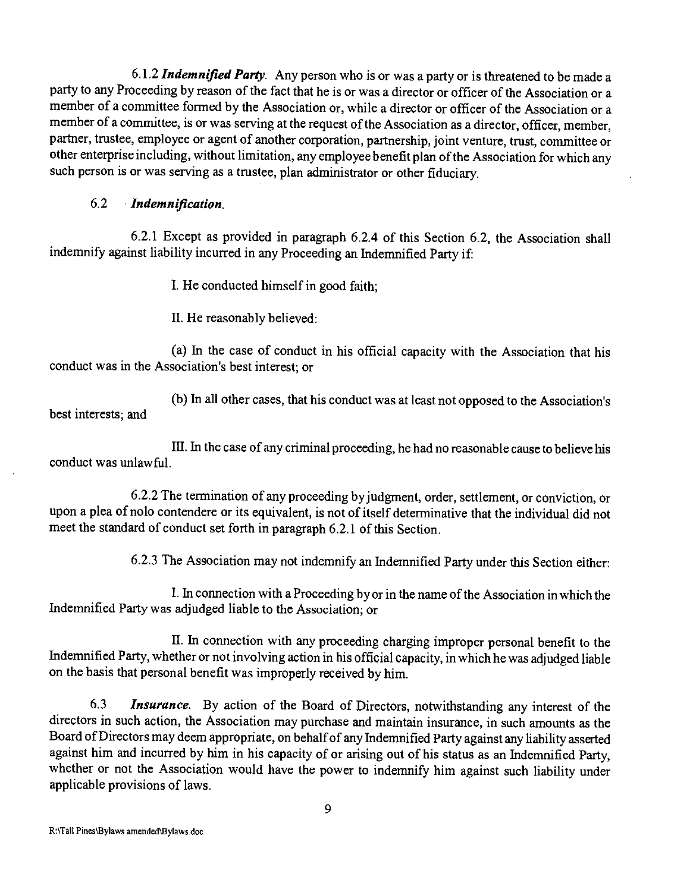6.1.2 ***Indemnified Party***. Any person who is or was a party or is threatened to be made a party to any Proceeding by reason of the fact that he is or was a director or officer of the Association or a member of a committee formed by the Association or, while a director or officer of the Association or a member of a committee, is or was serving at the request of the Association as a director, officer, member, partner, trustee, employee or agent of another corporation, partnership, joint venture, trust, committee or other enterprise including, without limitation, any employee benefit plan of the Association for which any such person is or was serving as a trustee, plan administrator or other fiduciary.

6.2 ***Indemnification***.

6.2.1 Except as provided in paragraph 6.2.4 of this Section 6.2, the Association shall indemnify against liability incurred in any Proceeding an Indemnified Party if:

I. He conducted himself in good faith;

II. He reasonably believed:

(a) In the case of conduct in his official capacity with the Association that his conduct was in the Association's best interest; or

(b) In all other cases, that his conduct was at least not opposed to the Association's best interests; and

III. In the case of any criminal proceeding, he had no reasonable cause to believe his conduct was unlawful.

6.2.2 The termination of any proceeding by judgment, order, settlement, or conviction, or upon a plea of nolo contendere or its equivalent, is not of itself determinative that the individual did not meet the standard of conduct set forth in paragraph 6.2.1 of this Section.

6.2.3 The Association may not indemnify an Indemnified Party under this Section either:

I. In connection with a Proceeding by or in the name of the Association in which the Indemnified Party was adjudged liable to the Association; or

II. In connection with any proceeding charging improper personal benefit to the Indemnified Party, whether or not involving action in his official capacity, in which he was adjudged liable on the basis that personal benefit was improperly received by him.

6.3 ***Insurance***. By action of the Board of Directors, notwithstanding any interest of the directors in such action, the Association may purchase and maintain insurance, in such amounts as the Board of Directors may deem appropriate, on behalf of any Indemnified Party against any liability asserted against him and incurred by him in his capacity of or arising out of his status as an Indemnified Party, whether or not the Association would have the power to indemnify him against such liability under applicable provisions of laws.

R:\Tall Pines\Bylaws amended\Bylaws.doc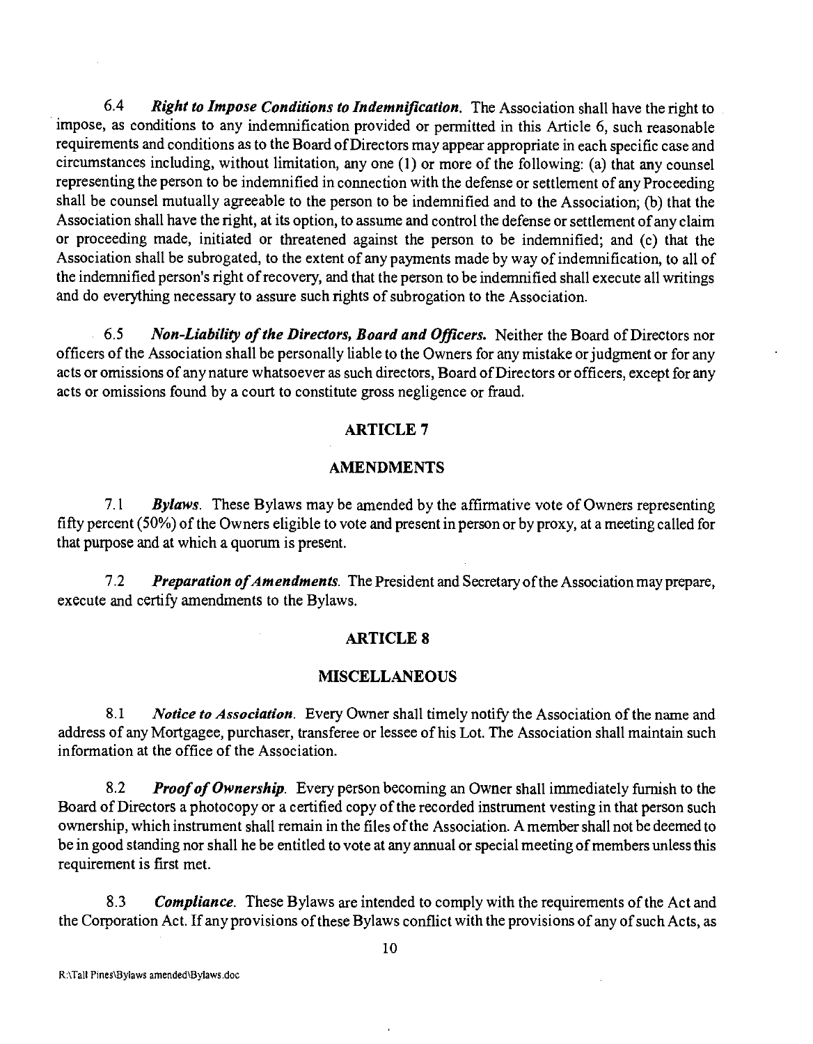6.4 ***Right to Impose Conditions to Indemnification.*** The Association shall have the right to impose, as conditions to any indemnification provided or permitted in this Article 6, such reasonable requirements and conditions as to the Board of Directors may appear appropriate in each specific case and circumstances including, without limitation, any one (1) or more of the following: (a) that any counsel representing the person to be indemnified in connection with the defense or settlement of any Proceeding shall be counsel mutually agreeable to the person to be indemnified and to the Association; (b) that the Association shall have the right, at its option, to assume and control the defense or settlement of any claim or proceeding made, initiated or threatened against the person to be indemnified; and (c) that the Association shall be subrogated, to the extent of any payments made by way of indemnification, to all of the indemnified person's right of recovery, and that the person to be indemnified shall execute all writings and do everything necessary to assure such rights of subrogation to the Association.

6.5 ***Non-Liability of the Directors, Board and Officers.*** Neither the Board of Directors nor officers of the Association shall be personally liable to the Owners for any mistake or judgment or for any acts or omissions of any nature whatsoever as such directors, Board of Directors or officers, except for any acts or omissions found by a court to constitute gross negligence or fraud.

## ARTICLE 7

## AMENDMENTS

7.1 ***Bylaws.*** These Bylaws may be amended by the affirmative vote of Owners representing fifty percent (50%) of the Owners eligible to vote and present in person or by proxy, at a meeting called for that purpose and at which a quorum is present.

7.2 ***Preparation of Amendments.*** The President and Secretary of the Association may prepare, execute and certify amendments to the Bylaws.

## ARTICLE 8

## MISCELLANEOUS

8.1 ***Notice to Association.*** Every Owner shall timely notify the Association of the name and address of any Mortgagee, purchaser, transferee or lessee of his Lot. The Association shall maintain such information at the office of the Association.

8.2 ***Proof of Ownership.*** Every person becoming an Owner shall immediately furnish to the Board of Directors a photocopy or a certified copy of the recorded instrument vesting in that person such ownership, which instrument shall remain in the files of the Association. A member shall not be deemed to be in good standing nor shall he be entitled to vote at any annual or special meeting of members unless this requirement is first met.

8.3 ***Compliance.*** These Bylaws are intended to comply with the requirements of the Act and the Corporation Act. If any provisions of these Bylaws conflict with the provisions of any of such Acts, as

R:\Tall Pines\Bylaws amended\Bylaws.doc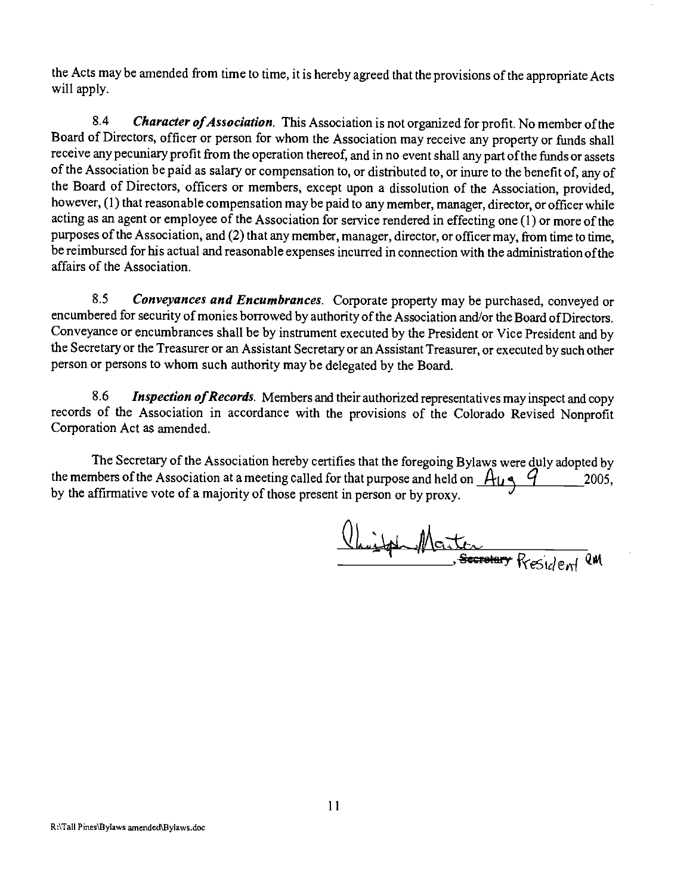the Acts may be amended from time to time, it is hereby agreed that the provisions of the appropriate Acts will apply.

8.4 ***Character of Association.*** This Association is not organized for profit. No member of the Board of Directors, officer or person for whom the Association may receive any property or funds shall receive any pecuniary profit from the operation thereof, and in no event shall any part of the funds or assets of the Association be paid as salary or compensation to, or distributed to, or inure to the benefit of, any of the Board of Directors, officers or members, except upon a dissolution of the Association, provided, however, (1) that reasonable compensation may be paid to any member, manager, director, or officer while acting as an agent or employee of the Association for service rendered in effecting one (1) or more of the purposes of the Association, and (2) that any member, manager, director, or officer may, from time to time, be reimbursed for his actual and reasonable expenses incurred in connection with the administration of the affairs of the Association.

8.5 ***Conveyances and Encumbrances.*** Corporate property may be purchased, conveyed or encumbered for security of monies borrowed by authority of the Association and/or the Board of Directors. Conveyance or encumbrances shall be by instrument executed by the President or Vice President and by the Secretary or the Treasurer or an Assistant Secretary or an Assistant Treasurer, or executed by such other person or persons to whom such authority may be delegated by the Board.

8.6 ***Inspection of Records.*** Members and their authorized representatives may inspect and copy records of the Association in accordance with the provisions of the Colorado Revised Nonprofit Corporation Act as amended.

The Secretary of the Association hereby certifies that the foregoing Bylaws were duly adopted by the members of the Association at a meeting called for that purpose and held on Aug 9 2005, by the affirmative vote of a majority of those present in person or by proxy.

[Signature], ~~Secretary~~ President QM

R:\Tall Pines\Bylaws amended\Bylaws.doc